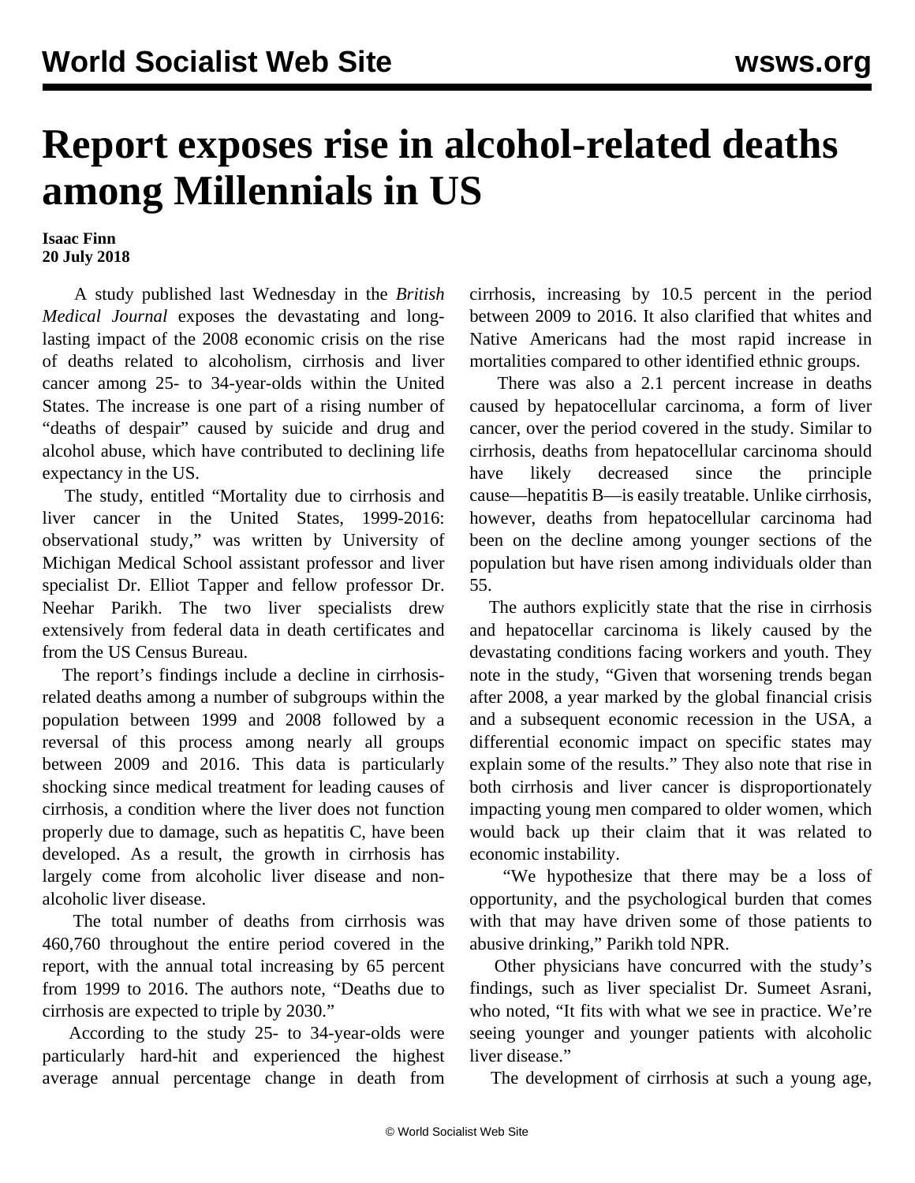# Report exposes rise in alcohol-related deaths among Millennials in US

**Isaac Finn**
**20 July 2018**

A study published last Wednesday in the *British Medical Journal* exposes the devastating and long-lasting impact of the 2008 economic crisis on the rise of deaths related to alcoholism, cirrhosis and liver cancer among 25- to 34-year-olds within the United States. The increase is one part of a rising number of "deaths of despair" caused by suicide and drug and alcohol abuse, which have contributed to declining life expectancy in the US.

The study, entitled "Mortality due to cirrhosis and liver cancer in the United States, 1999-2016: observational study," was written by University of Michigan Medical School assistant professor and liver specialist Dr. Elliot Tapper and fellow professor Dr. Neehar Parikh. The two liver specialists drew extensively from federal data in death certificates and from the US Census Bureau.

The report's findings include a decline in cirrhosis-related deaths among a number of subgroups within the population between 1999 and 2008 followed by a reversal of this process among nearly all groups between 2009 and 2016. This data is particularly shocking since medical treatment for leading causes of cirrhosis, a condition where the liver does not function properly due to damage, such as hepatitis C, have been developed. As a result, the growth in cirrhosis has largely come from alcoholic liver disease and non-alcoholic liver disease.

The total number of deaths from cirrhosis was 460,760 throughout the entire period covered in the report, with the annual total increasing by 65 percent from 1999 to 2016. The authors note, "Deaths due to cirrhosis are expected to triple by 2030."

According to the study 25- to 34-year-olds were particularly hard-hit and experienced the highest average annual percentage change in death from cirrhosis, increasing by 10.5 percent in the period between 2009 to 2016. It also clarified that whites and Native Americans had the most rapid increase in mortalities compared to other identified ethnic groups.

There was also a 2.1 percent increase in deaths caused by hepatocellular carcinoma, a form of liver cancer, over the period covered in the study. Similar to cirrhosis, deaths from hepatocellular carcinoma should have likely decreased since the principle cause—hepatitis B—is easily treatable. Unlike cirrhosis, however, deaths from hepatocellular carcinoma had been on the decline among younger sections of the population but have risen among individuals older than 55.

The authors explicitly state that the rise in cirrhosis and hepatocellar carcinoma is likely caused by the devastating conditions facing workers and youth. They note in the study, "Given that worsening trends began after 2008, a year marked by the global financial crisis and a subsequent economic recession in the USA, a differential economic impact on specific states may explain some of the results." They also note that rise in both cirrhosis and liver cancer is disproportionately impacting young men compared to older women, which would back up their claim that it was related to economic instability.

"We hypothesize that there may be a loss of opportunity, and the psychological burden that comes with that may have driven some of those patients to abusive drinking," Parikh told NPR.

Other physicians have concurred with the study's findings, such as liver specialist Dr. Sumeet Asrani, who noted, "It fits with what we see in practice. We're seeing younger and younger patients with alcoholic liver disease."

The development of cirrhosis at such a young age,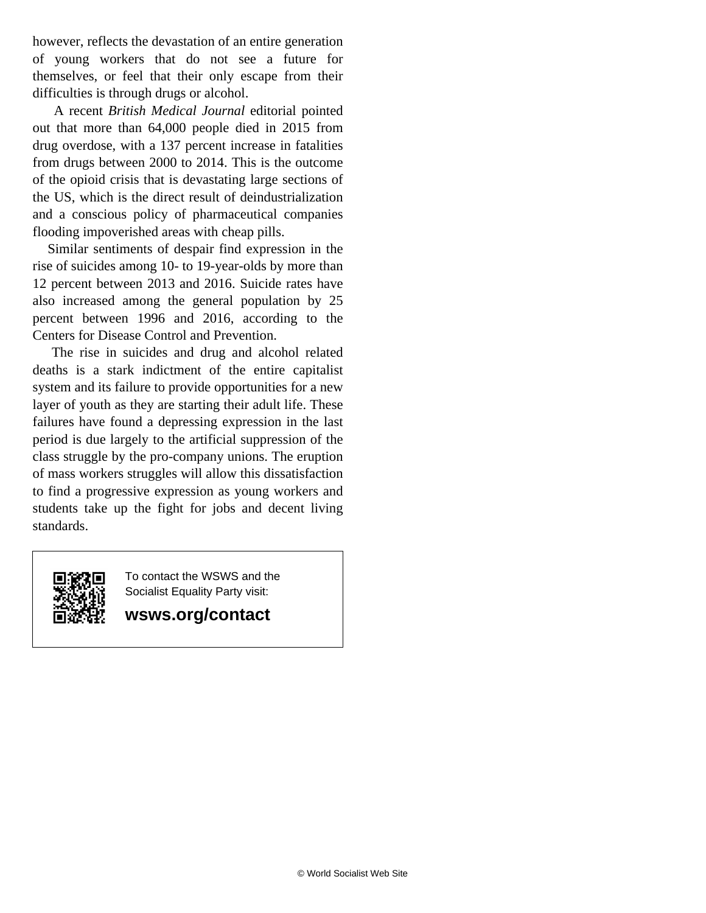however, reflects the devastation of an entire generation of young workers that do not see a future for themselves, or feel that their only escape from their difficulties is through drugs or alcohol.

A recent *British Medical Journal* editorial pointed out that more than 64,000 people died in 2015 from drug overdose, with a 137 percent increase in fatalities from drugs between 2000 to 2014. This is the outcome of the opioid crisis that is devastating large sections of the US, which is the direct result of deindustrialization and a conscious policy of pharmaceutical companies flooding impoverished areas with cheap pills.

Similar sentiments of despair find expression in the rise of suicides among 10- to 19-year-olds by more than 12 percent between 2013 and 2016. Suicide rates have also increased among the general population by 25 percent between 1996 and 2016, according to the Centers for Disease Control and Prevention.

The rise in suicides and drug and alcohol related deaths is a stark indictment of the entire capitalist system and its failure to provide opportunities for a new layer of youth as they are starting their adult life. These failures have found a depressing expression in the last period is due largely to the artificial suppression of the class struggle by the pro-company unions. The eruption of mass workers struggles will allow this dissatisfaction to find a progressive expression as young workers and students take up the fight for jobs and decent living standards.

To contact the WSWS and the Socialist Equality Party visit:

**wsws.org/contact**